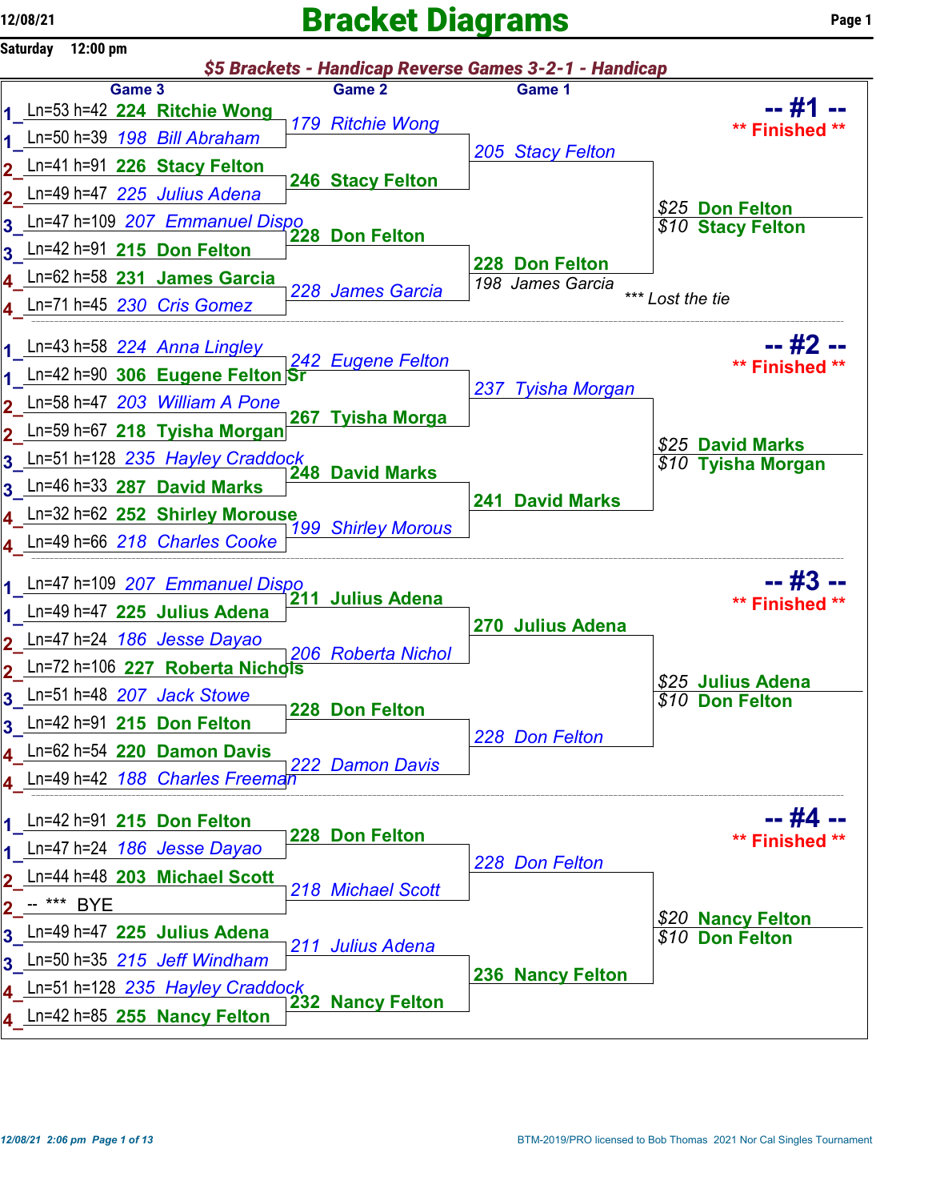12/08/21

Saturday 12:00 pm

# Bracket Diagrams

## $5 Brackets - Handicap Reverse Games 3-2-1 - Handicap

### -- #1 -- ** Finished **

| Game 3 | Game 2 | Game 1 | Result |
|---|---|---|---|
| 1 Ln=53 h=42 **224 Ritchie Wong** | 179 Ritchie Wong | | |
| 1 Ln=50 h=39 198 Bill Abraham | | 205 Stacy Felton | |
| 2 Ln=41 h=91 **226 Stacy Felton** | **246 Stacy Felton** | | |
| 2 Ln=49 h=47 225 Julius Adena | | | $25 **Don Felton** |
| 3 Ln=47 h=109 207 Emmanuel Dispo | | | $10 **Stacy Felton** |
| 3 Ln=42 h=91 **215 Don Felton** | **228 Don Felton** | **228 Don Felton** | |
| 4 Ln=62 h=58 **231 James Garcia** | 228 James Garcia | 198 James Garcia | *** Lost the tie |
| 4 Ln=71 h=45 230 Cris Gomez | | | |

### -- #2 -- ** Finished **

| Game 3 | Game 2 | Game 1 | Result |
|---|---|---|---|
| 1 Ln=43 h=58 224 Anna Lingley | 242 Eugene Felton | | |
| 1 Ln=42 h=90 **306 Eugene Felton Sr** | | 237 Tyisha Morgan | |
| 2 Ln=58 h=47 203 William A Pone | **267 Tyisha Morga** | | |
| 2 Ln=59 h=67 **218 Tyisha Morgan** | | | $25 **David Marks** |
| 3 Ln=51 h=128 235 Hayley Craddock | **248 David Marks** | | $10 **Tyisha Morgan** |
| 3 Ln=46 h=33 **287 David Marks** | | **241 David Marks** | |
| 4 Ln=32 h=62 **252 Shirley Morouse** | 199 Shirley Morous | | |
| 4 Ln=49 h=66 218 Charles Cooke | | | |

### -- #3 -- ** Finished **

| Game 3 | Game 2 | Game 1 | Result |
|---|---|---|---|
| 1 Ln=47 h=109 207 Emmanuel Dispo | **211 Julius Adena** | | |
| 1 Ln=49 h=47 **225 Julius Adena** | | **270 Julius Adena** | |
| 2 Ln=47 h=24 186 Jesse Dayao | 206 Roberta Nichol | | |
| 2 Ln=72 h=106 **227 Roberta Nichols** | | | $25 **Julius Adena** |
| 3 Ln=51 h=48 207 Jack Stowe | **228 Don Felton** | | $10 **Don Felton** |
| 3 Ln=42 h=91 **215 Don Felton** | | 228 Don Felton | |
| 4 Ln=62 h=54 **220 Damon Davis** | 222 Damon Davis | | |
| 4 Ln=49 h=42 188 Charles Freeman | | | |

### -- #4 -- ** Finished **

| Game 3 | Game 2 | Game 1 | Result |
|---|---|---|---|
| 1 Ln=42 h=91 **215 Don Felton** | **228 Don Felton** | | |
| 1 Ln=47 h=24 186 Jesse Dayao | | 228 Don Felton | |
| 2 Ln=44 h=48 **203 Michael Scott** | 218 Michael Scott | | |
| 2 -- *** BYE | | | $20 **Nancy Felton** |
| 3 Ln=49 h=47 **225 Julius Adena** | 211 Julius Adena | | $10 **Don Felton** |
| 3 Ln=50 h=35 215 Jeff Windham | | **236 Nancy Felton** | |
| 4 Ln=51 h=128 235 Hayley Craddock | **232 Nancy Felton** | | |
| 4 Ln=42 h=85 **255 Nancy Felton** | | | |

12/08/21 2:06 pm

BTM-2019/PRO licensed to Bob Thomas 2021 Nor Cal Singles Tournament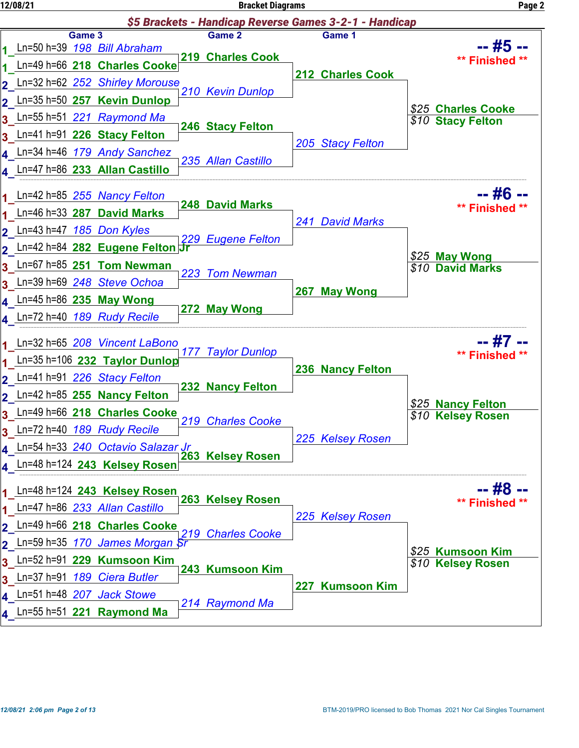## $5 Brackets - Handicap Reverse Games 3-2-1 - Handicap

### -- #5 -- ** Finished **

| | Game 3 | Game 2 | Game 1 | Result |
|---|---|---|---|---|
| 1 | Ln=50 h=39 198 Bill Abraham | | | |
| 1 | Ln=49 h=66 218 Charles Cooke | 219 Charles Cook | | |
| | | | 212 Charles Cook | |
| 2 | Ln=32 h=62 252 Shirley Morouse | | | |
| 2 | Ln=35 h=50 257 Kevin Dunlop | 210 Kevin Dunlop | | |
| | | | | $25 Charles Cooke |
| | | | | $10 Stacy Felton |
| 3 | Ln=55 h=51 221 Raymond Ma | | | |
| 3 | Ln=41 h=91 226 Stacy Felton | 246 Stacy Felton | | |
| | | | 205 Stacy Felton | |
| 4 | Ln=34 h=46 179 Andy Sanchez | | | |
| 4 | Ln=47 h=86 233 Allan Castillo | 235 Allan Castillo | | |

### -- #6 -- ** Finished **

| | Game 3 | Game 2 | Game 1 | Result |
|---|---|---|---|---|
| 1 | Ln=42 h=85 255 Nancy Felton | | | |
| 1 | Ln=46 h=33 287 David Marks | 248 David Marks | | |
| | | | 241 David Marks | |
| 2 | Ln=43 h=47 185 Don Kyles | | | |
| 2 | Ln=42 h=84 282 Eugene Felton Jr | 229 Eugene Felton | | |
| | | | | $25 May Wong |
| | | | | $10 David Marks |
| 3 | Ln=67 h=85 251 Tom Newman | | | |
| 3 | Ln=39 h=69 248 Steve Ochoa | 223 Tom Newman | | |
| | | | 267 May Wong | |
| 4 | Ln=45 h=86 235 May Wong | | | |
| 4 | Ln=72 h=40 189 Rudy Recile | 272 May Wong | | |

### -- #7 -- ** Finished **

| | Game 3 | Game 2 | Game 1 | Result |
|---|---|---|---|---|
| 1 | Ln=32 h=65 208 Vincent LaBono | | | |
| 1 | Ln=35 h=106 232 Taylor Dunlop | 177 Taylor Dunlop | | |
| | | | 236 Nancy Felton | |
| 2 | Ln=41 h=91 226 Stacy Felton | | | |
| 2 | Ln=42 h=85 255 Nancy Felton | 232 Nancy Felton | | |
| | | | | $25 Nancy Felton |
| | | | | $10 Kelsey Rosen |
| 3 | Ln=49 h=66 218 Charles Cooke | | | |
| 3 | Ln=72 h=40 189 Rudy Recile | 219 Charles Cooke | | |
| | | | 225 Kelsey Rosen | |
| 4 | Ln=54 h=33 240 Octavio Salazar Jr | | | |
| 4 | Ln=48 h=124 243 Kelsey Rosen | 263 Kelsey Rosen | | |

### -- #8 -- ** Finished **

| | Game 3 | Game 2 | Game 1 | Result |
|---|---|---|---|---|
| 1 | Ln=48 h=124 243 Kelsey Rosen | 263 Kelsey Rosen | | |
| 1 | Ln=47 h=86 233 Allan Castillo | | | |
| | | | 225 Kelsey Rosen | |
| 2 | Ln=49 h=66 218 Charles Cooke | | | |
| 2 | Ln=59 h=35 170 James Morgan Sr | 219 Charles Cooke | | |
| | | | | $25 Kumsoon Kim |
| | | | | $10 Kelsey Rosen |
| 3 | Ln=52 h=91 229 Kumsoon Kim | | | |
| 3 | Ln=37 h=91 189 Ciera Butler | 243 Kumsoon Kim | | |
| | | | 227 Kumsoon Kim | |
| 4 | Ln=51 h=48 207 Jack Stowe | | | |
| 4 | Ln=55 h=51 221 Raymond Ma | 214 Raymond Ma | | |

BTM-2019/PRO licensed to Bob Thomas 2021 Nor Cal Singles Tournament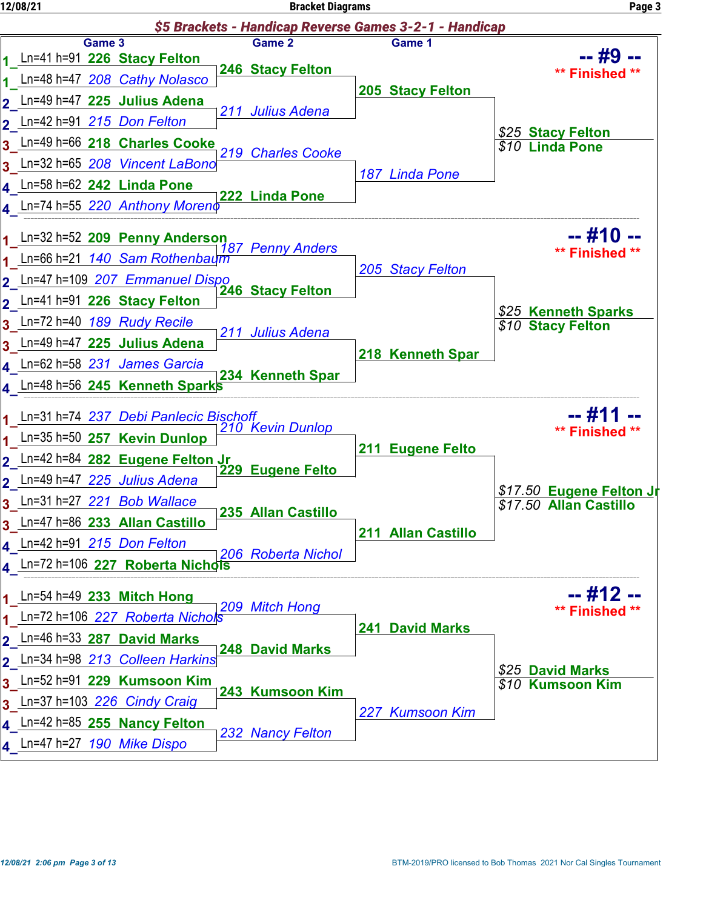## $5 Brackets - Handicap Reverse Games 3-2-1 - Handicap

### -- #9 -- ** Finished **

| | Game 3 | Game 2 | Game 1 | Result |
|---|---|---|---|---|
| 1 | Ln=41 h=91 **226 Stacy Felton** | **246 Stacy Felton** | **205 Stacy Felton** | $25 **Stacy Felton** |
| 1 | Ln=48 h=47 *208 Cathy Nolasco* | | | $10 **Linda Pone** |
| 2 | Ln=49 h=47 **225 Julius Adena** | *211 Julius Adena* | | |
| 2 | Ln=42 h=91 *215 Don Felton* | | | |
| 3 | Ln=49 h=66 **218 Charles Cooke** | *219 Charles Cooke* | *187 Linda Pone* | |
| 3 | Ln=32 h=65 *208 Vincent LaBono* | | | |
| 4 | Ln=58 h=62 **242 Linda Pone** | **222 Linda Pone** | | |
| 4 | Ln=74 h=55 *220 Anthony Moreno* | | | |

### -- #10 -- ** Finished **

| | Game 3 | Game 2 | Game 1 | Result |
|---|---|---|---|---|
| 1 | Ln=32 h=52 **209 Penny Anderson** | *187 Penny Anders* | *205 Stacy Felton* | $25 **Kenneth Sparks** |
| 1 | Ln=66 h=21 *140 Sam Rothenbaum* | | | $10 **Stacy Felton** |
| 2 | Ln=47 h=109 *207 Emmanuel Dispo* | **246 Stacy Felton** | | |
| 2 | Ln=41 h=91 **226 Stacy Felton** | | | |
| 3 | Ln=72 h=40 *189 Rudy Recile* | *211 Julius Adena* | **218 Kenneth Spar** | |
| 3 | Ln=49 h=47 **225 Julius Adena** | | | |
| 4 | Ln=62 h=58 *231 James Garcia* | **234 Kenneth Spar** | | |
| 4 | Ln=48 h=56 **245 Kenneth Sparks** | | | |

### -- #11 -- ** Finished **

| | Game 3 | Game 2 | Game 1 | Result |
|---|---|---|---|---|
| 1 | Ln=31 h=74 *237 Debi Panlecic Bischoff* | *210 Kevin Dunlop* | **211 Eugene Felto** | $17.50 **Eugene Felton Jr** |
| 1 | Ln=35 h=50 **257 Kevin Dunlop** | | | $17.50 **Allan Castillo** |
| 2 | Ln=42 h=84 **282 Eugene Felton Jr** | **229 Eugene Felto** | | |
| 2 | Ln=49 h=47 *225 Julius Adena* | | | |
| 3 | Ln=31 h=27 *221 Bob Wallace* | **235 Allan Castillo** | **211 Allan Castillo** | |
| 3 | Ln=47 h=86 **233 Allan Castillo** | | | |
| 4 | Ln=42 h=91 *215 Don Felton* | *206 Roberta Nichol* | | |
| 4 | Ln=72 h=106 **227 Roberta Nichols** | | | |

### -- #12 -- ** Finished **

| | Game 3 | Game 2 | Game 1 | Result |
|---|---|---|---|---|
| 1 | Ln=54 h=49 **233 Mitch Hong** | *209 Mitch Hong* | **241 David Marks** | $25 **David Marks** |
| 1 | Ln=72 h=106 *227 Roberta Nichols* | | | $10 **Kumsoon Kim** |
| 2 | Ln=46 h=33 **287 David Marks** | **248 David Marks** | | |
| 2 | Ln=34 h=98 *213 Colleen Harkins* | | | |
| 3 | Ln=52 h=91 **229 Kumsoon Kim** | **243 Kumsoon Kim** | *227 Kumsoon Kim* | |
| 3 | Ln=37 h=103 *226 Cindy Craig* | | | |
| 4 | Ln=42 h=85 **255 Nancy Felton** | *232 Nancy Felton* | | |
| 4 | Ln=47 h=27 *190 Mike Dispo* | | | |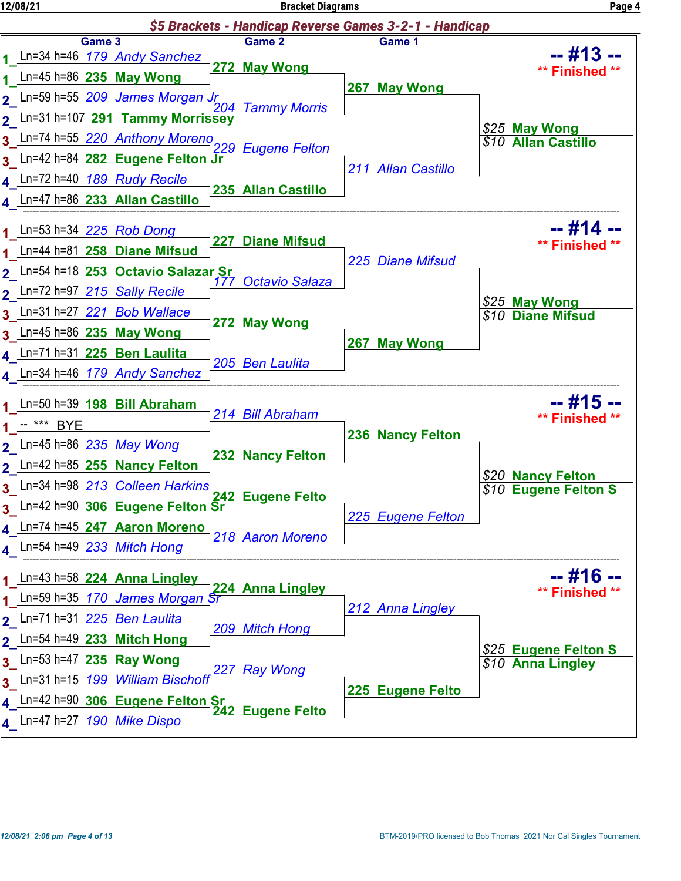## $5 Brackets - Handicap Reverse Games 3-2-1 - Handicap

### -- #13 -- ** Finished **

| Pair | Game 3 | Game 2 | Game 1 | Result |
|---|---|---|---|---|
| 1 | Ln=34 h=46 179 Andy Sanchez | 272 May Wong | 267 May Wong | $25 May Wong |
| 1 | Ln=45 h=86 235 May Wong | | | $10 Allan Castillo |
| 2 | Ln=59 h=55 209 James Morgan Jr | 204 Tammy Morris | | |
| 2 | Ln=31 h=107 291 Tammy Morrissey | | | |
| 3 | Ln=74 h=55 220 Anthony Moreno | 229 Eugene Felton | 211 Allan Castillo | |
| 3 | Ln=42 h=84 282 Eugene Felton Jr | | | |
| 4 | Ln=72 h=40 189 Rudy Recile | 235 Allan Castillo | | |
| 4 | Ln=47 h=86 233 Allan Castillo | | | |

### -- #14 -- ** Finished **

| Pair | Game 3 | Game 2 | Game 1 | Result |
|---|---|---|---|---|
| 1 | Ln=53 h=34 225 Rob Dong | 227 Diane Mifsud | 225 Diane Mifsud | $25 May Wong |
| 1 | Ln=44 h=81 258 Diane Mifsud | | | $10 Diane Mifsud |
| 2 | Ln=54 h=18 253 Octavio Salazar Sr | 177 Octavio Salaza | | |
| 2 | Ln=72 h=97 215 Sally Recile | | | |
| 3 | Ln=31 h=27 221 Bob Wallace | 272 May Wong | 267 May Wong | |
| 3 | Ln=45 h=86 235 May Wong | | | |
| 4 | Ln=71 h=31 225 Ben Laulita | 205 Ben Laulita | | |
| 4 | Ln=34 h=46 179 Andy Sanchez | | | |

### -- #15 -- ** Finished **

| Pair | Game 3 | Game 2 | Game 1 | Result |
|---|---|---|---|---|
| 1 | Ln=50 h=39 198 Bill Abraham | 214 Bill Abraham | 236 Nancy Felton | $20 Nancy Felton |
| 1 | -- *** BYE | | | $10 Eugene Felton S |
| 2 | Ln=45 h=86 235 May Wong | 232 Nancy Felton | | |
| 2 | Ln=42 h=85 255 Nancy Felton | | | |
| 3 | Ln=34 h=98 213 Colleen Harkins | 242 Eugene Felto | 225 Eugene Felton | |
| 3 | Ln=42 h=90 306 Eugene Felton Sr | | | |
| 4 | Ln=74 h=45 247 Aaron Moreno | 218 Aaron Moreno | | |
| 4 | Ln=54 h=49 233 Mitch Hong | | | |

### -- #16 -- ** Finished **

| Pair | Game 3 | Game 2 | Game 1 | Result |
|---|---|---|---|---|
| 1 | Ln=43 h=58 224 Anna Lingley | 224 Anna Lingley | 212 Anna Lingley | $25 Eugene Felton S |
| 1 | Ln=59 h=35 170 James Morgan Sr | | | $10 Anna Lingley |
| 2 | Ln=71 h=31 225 Ben Laulita | 209 Mitch Hong | | |
| 2 | Ln=54 h=49 233 Mitch Hong | | | |
| 3 | Ln=53 h=47 235 Ray Wong | 227 Ray Wong | 225 Eugene Felto | |
| 3 | Ln=31 h=15 199 William Bischoff | | | |
| 4 | Ln=42 h=90 306 Eugene Felton Sr | 242 Eugene Felto | | |
| 4 | Ln=47 h=27 190 Mike Dispo | | | |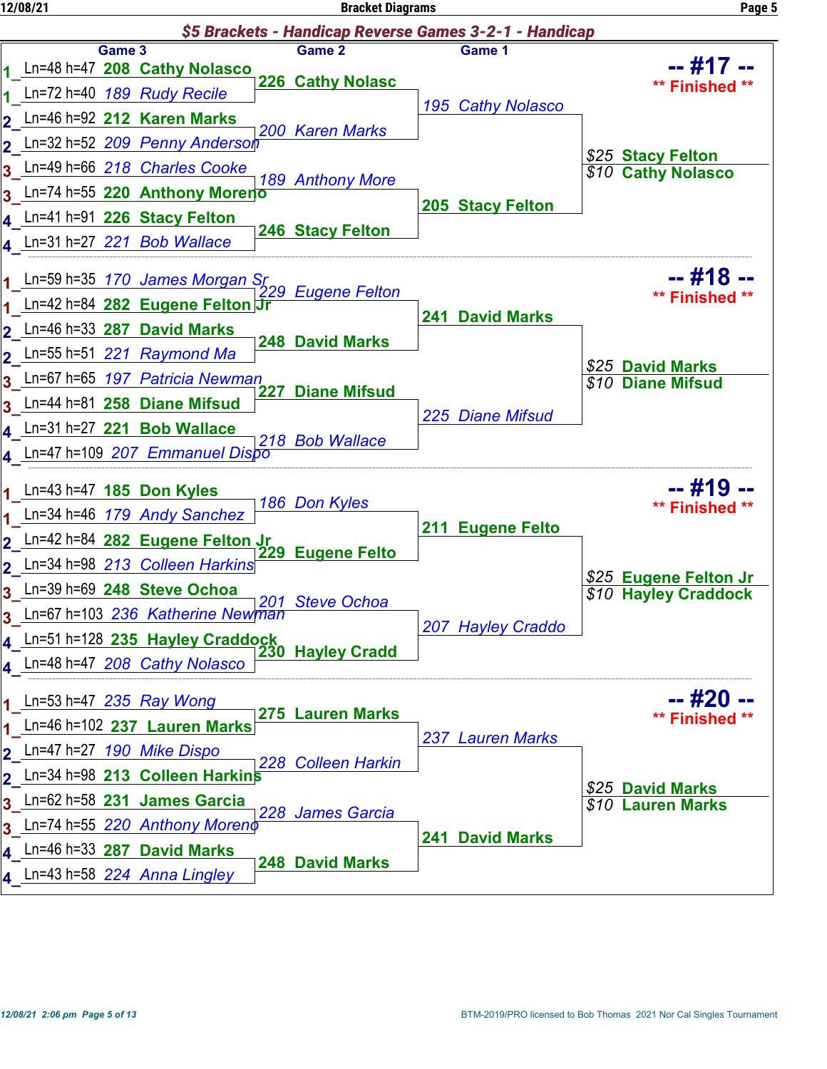## $5 Brackets - Handicap Reverse Games 3-2-1 - Handicap

### -- #17 -- ** Finished **

| Game 3 | Game 2 | Game 1 | Result |
|---|---|---|---|
| 1 Ln=48 h=47 208 Cathy Nolasco | 226 Cathy Nolasc | 195 Cathy Nolasco | $25 Stacy Felton |
| 1 Ln=72 h=40 189 Rudy Recile | | | $10 Cathy Nolasco |
| 2 Ln=46 h=92 212 Karen Marks | 200 Karen Marks | | |
| 2 Ln=32 h=52 209 Penny Anderson | | | |
| 3 Ln=49 h=66 218 Charles Cooke | 189 Anthony More | 205 Stacy Felton | |
| 3 Ln=74 h=55 220 Anthony Moreno | | | |
| 4 Ln=41 h=91 226 Stacy Felton | 246 Stacy Felton | | |
| 4 Ln=31 h=27 221 Bob Wallace | | | |

### -- #18 -- ** Finished **

| Game 3 | Game 2 | Game 1 | Result |
|---|---|---|---|
| 1 Ln=59 h=35 170 James Morgan Sr | 229 Eugene Felton | 241 David Marks | $25 David Marks |
| 1 Ln=42 h=84 282 Eugene Felton Jr | | | $10 Diane Mifsud |
| 2 Ln=46 h=33 287 David Marks | 248 David Marks | | |
| 2 Ln=55 h=51 221 Raymond Ma | | | |
| 3 Ln=67 h=65 197 Patricia Newman | 227 Diane Mifsud | 225 Diane Mifsud | |
| 3 Ln=44 h=81 258 Diane Mifsud | | | |
| 4 Ln=31 h=27 221 Bob Wallace | 218 Bob Wallace | | |
| 4 Ln=47 h=109 207 Emmanuel Dispo | | | |

### -- #19 -- ** Finished **

| Game 3 | Game 2 | Game 1 | Result |
|---|---|---|---|
| 1 Ln=43 h=47 185 Don Kyles | 186 Don Kyles | 211 Eugene Felto | $25 Eugene Felton Jr |
| 1 Ln=34 h=46 179 Andy Sanchez | | | $10 Hayley Craddock |
| 2 Ln=42 h=84 282 Eugene Felton Jr | 229 Eugene Felto | | |
| 2 Ln=34 h=98 213 Colleen Harkins | | | |
| 3 Ln=39 h=69 248 Steve Ochoa | 201 Steve Ochoa | 207 Hayley Craddo | |
| 3 Ln=67 h=103 236 Katherine Newman | | | |
| 4 Ln=51 h=128 235 Hayley Craddock | 230 Hayley Cradd | | |
| 4 Ln=48 h=47 208 Cathy Nolasco | | | |

### -- #20 -- ** Finished **

| Game 3 | Game 2 | Game 1 | Result |
|---|---|---|---|
| 1 Ln=53 h=47 235 Ray Wong | 275 Lauren Marks | 237 Lauren Marks | $25 David Marks |
| 1 Ln=46 h=102 237 Lauren Marks | | | $10 Lauren Marks |
| 2 Ln=47 h=27 190 Mike Dispo | 228 Colleen Harkin | | |
| 2 Ln=34 h=98 213 Colleen Harkins | | | |
| 3 Ln=62 h=58 231 James Garcia | 228 James Garcia | 241 David Marks | |
| 3 Ln=74 h=55 220 Anthony Moreno | | | |
| 4 Ln=46 h=33 287 David Marks | 248 David Marks | | |
| 4 Ln=43 h=58 224 Anna Lingley | | | |

BTM-2019/PRO licensed to Bob Thomas 2021 Nor Cal Singles Tournament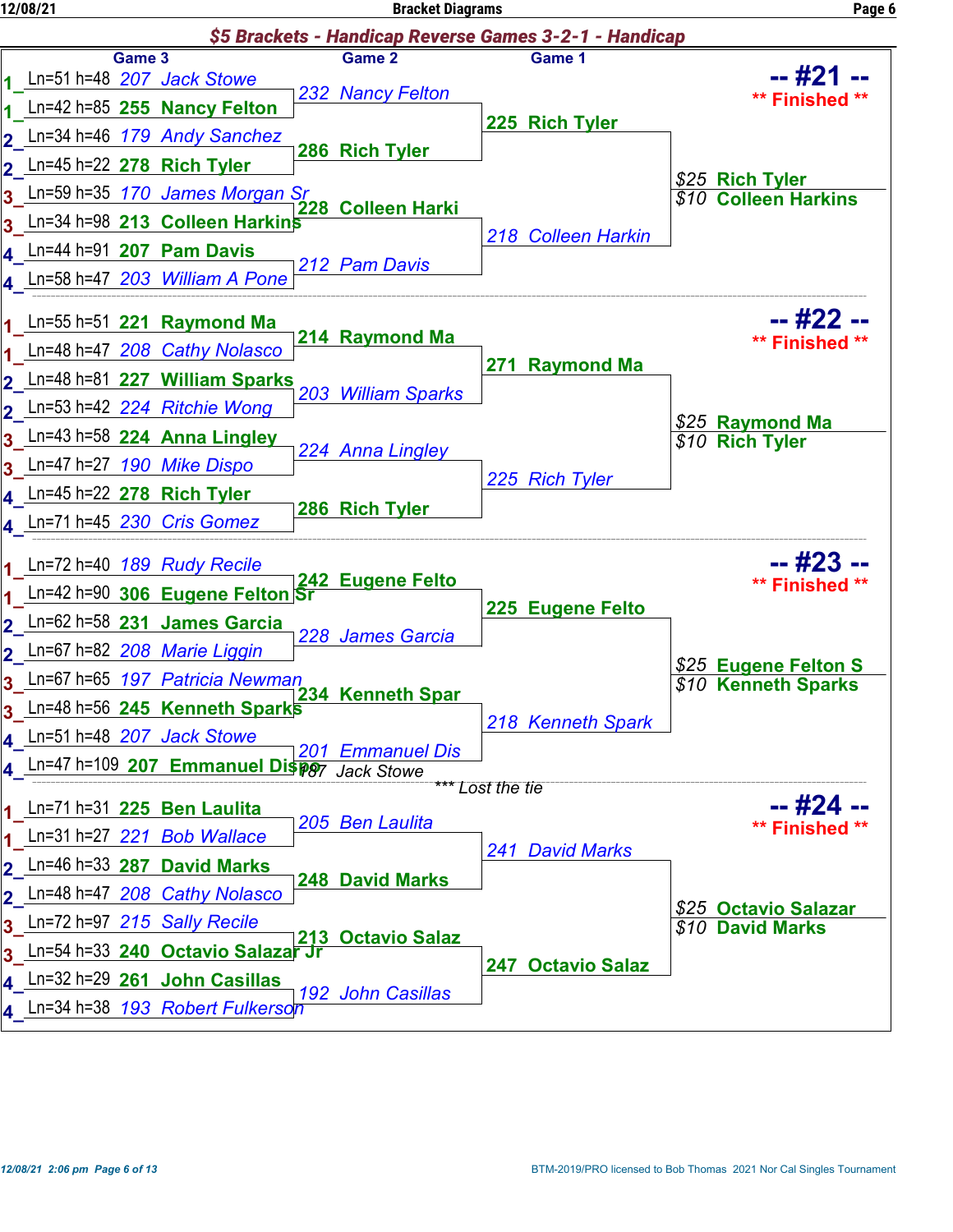## $5 Brackets - Handicap Reverse Games 3-2-1 - Handicap

### -- #21 -- ** Finished **

| | Game 3 | Game 2 | Game 1 | Result |
|---|---|---|---|---|
| 1 | Ln=51 h=48 207 Jack Stowe | 232 Nancy Felton | 225 Rich Tyler | $25 Rich Tyler |
| 1 | Ln=42 h=85 **255 Nancy Felton** | | | $10 Colleen Harkins |
| 2 | Ln=34 h=46 179 Andy Sanchez | **286 Rich Tyler** | | |
| 2 | Ln=45 h=22 **278 Rich Tyler** | | | |
| 3 | Ln=59 h=35 170 James Morgan Sr | **228 Colleen Harki** | 218 Colleen Harkin | |
| 3 | Ln=34 h=98 **213 Colleen Harkins** | | | |
| 4 | Ln=44 h=91 **207 Pam Davis** | 212 Pam Davis | | |
| 4 | Ln=58 h=47 203 William A Pone | | | |

### -- #22 -- ** Finished **

| | Game 3 | Game 2 | Game 1 | Result |
|---|---|---|---|---|
| 1 | Ln=55 h=51 **221 Raymond Ma** | **214 Raymond Ma** | **271 Raymond Ma** | $25 Raymond Ma |
| 1 | Ln=48 h=47 208 Cathy Nolasco | | | $10 Rich Tyler |
| 2 | Ln=48 h=81 **227 William Sparks** | 203 William Sparks | | |
| 2 | Ln=53 h=42 224 Ritchie Wong | | | |
| 3 | Ln=43 h=58 **224 Anna Lingley** | 224 Anna Lingley | 225 Rich Tyler | |
| 3 | Ln=47 h=27 190 Mike Dispo | | | |
| 4 | Ln=45 h=22 **278 Rich Tyler** | **286 Rich Tyler** | | |
| 4 | Ln=71 h=45 230 Cris Gomez | | | |

### -- #23 -- ** Finished **

| | Game 3 | Game 2 | Game 1 | Result |
|---|---|---|---|---|
| 1 | Ln=72 h=40 189 Rudy Recile | **242 Eugene Felto** | **225 Eugene Felto** | $25 Eugene Felton S |
| 1 | Ln=42 h=90 **306 Eugene Felton Sr** | | | $10 Kenneth Sparks |
| 2 | Ln=62 h=58 **231 James Garcia** | 228 James Garcia | | |
| 2 | Ln=67 h=82 208 Marie Liggin | | | |
| 3 | Ln=67 h=65 197 Patricia Newman | **234 Kenneth Spar** | 218 Kenneth Spark | |
| 3 | Ln=48 h=56 **245 Kenneth Sparks** | | | |
| 4 | Ln=51 h=48 207 Jack Stowe | 201 Emmanuel Dis | | |
| 4 | Ln=47 h=109 **207 Emmanuel Dispo** | 187 Jack Stowe *** Lost the tie | | |

### -- #24 -- ** Finished **

| | Game 3 | Game 2 | Game 1 | Result |
|---|---|---|---|---|
| 1 | Ln=71 h=31 **225 Ben Laulita** | 205 Ben Laulita | 241 David Marks | $25 Octavio Salazar |
| 1 | Ln=31 h=27 221 Bob Wallace | | | $10 David Marks |
| 2 | Ln=46 h=33 **287 David Marks** | **248 David Marks** | | |
| 2 | Ln=48 h=47 208 Cathy Nolasco | | | |
| 3 | Ln=72 h=97 215 Sally Recile | **213 Octavio Salaz** | **247 Octavio Salaz** | |
| 3 | Ln=54 h=33 **240 Octavio Salazar Jr** | | | |
| 4 | Ln=32 h=29 **261 John Casillas** | 192 John Casillas | | |
| 4 | Ln=34 h=38 193 Robert Fulkerson | | | |

BTM-2019/PRO licensed to Bob Thomas 2021 Nor Cal Singles Tournament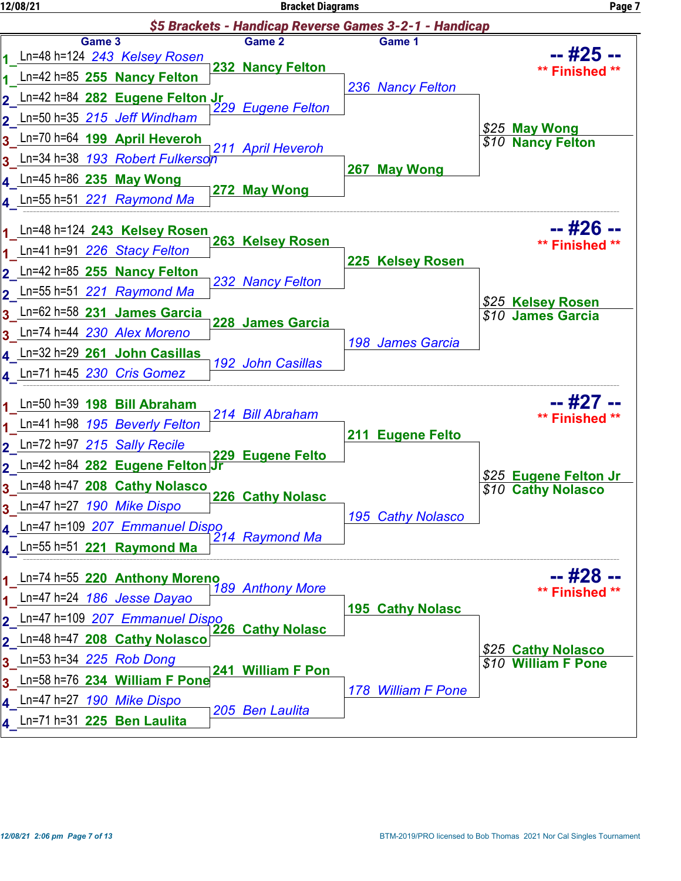## $5 Brackets - Handicap Reverse Games 3-2-1 - Handicap

### -- #25 -- ** Finished **

| Pair | Game 3 | Game 2 | Game 1 | Result |
|---|---|---|---|---|
| 1 | Ln=48 h=124 243 Kelsey Rosen | | | |
| 1 | Ln=42 h=85 **255 Nancy Felton** | **232 Nancy Felton** | | |
| 2 | Ln=42 h=84 **282 Eugene Felton Jr** | | 236 Nancy Felton | |
| 2 | Ln=50 h=35 215 Jeff Windham | 229 Eugene Felton | | |
| 3 | Ln=70 h=64 **199 April Heveroh** | | | $25 **May Wong** |
| 3 | Ln=34 h=38 193 Robert Fulkerson | 211 April Heveroh | | $10 **Nancy Felton** |
| 4 | Ln=45 h=86 **235 May Wong** | | **267 May Wong** | |
| 4 | Ln=55 h=51 221 Raymond Ma | **272 May Wong** | | |

### -- #26 -- ** Finished **

| Pair | Game 3 | Game 2 | Game 1 | Result |
|---|---|---|---|---|
| 1 | Ln=48 h=124 **243 Kelsey Rosen** | | | |
| 1 | Ln=41 h=91 226 Stacy Felton | **263 Kelsey Rosen** | | |
| 2 | Ln=42 h=85 **255 Nancy Felton** | | **225 Kelsey Rosen** | |
| 2 | Ln=55 h=51 221 Raymond Ma | 232 Nancy Felton | | |
| 3 | Ln=62 h=58 **231 James Garcia** | | | $25 **Kelsey Rosen** |
| 3 | Ln=74 h=44 230 Alex Moreno | **228 James Garcia** | | $10 **James Garcia** |
| 4 | Ln=32 h=29 **261 John Casillas** | | 198 James Garcia | |
| 4 | Ln=71 h=45 230 Cris Gomez | 192 John Casillas | | |

### -- #27 -- ** Finished **

| Pair | Game 3 | Game 2 | Game 1 | Result |
|---|---|---|---|---|
| 1 | Ln=50 h=39 **198 Bill Abraham** | | | |
| 1 | Ln=41 h=98 195 Beverly Felton | 214 Bill Abraham | | |
| 2 | Ln=72 h=97 215 Sally Recile | | **211 Eugene Felto** | |
| 2 | Ln=42 h=84 **282 Eugene Felton Jr** | **229 Eugene Felto** | | |
| 3 | Ln=48 h=47 **208 Cathy Nolasco** | | | $25 **Eugene Felton Jr** |
| 3 | Ln=47 h=27 190 Mike Dispo | **226 Cathy Nolasc** | | $10 **Cathy Nolasco** |
| 4 | Ln=47 h=109 207 Emmanuel Dispo | | 195 Cathy Nolasco | |
| 4 | Ln=55 h=51 **221 Raymond Ma** | 214 Raymond Ma | | |

### -- #28 -- ** Finished **

| Pair | Game 3 | Game 2 | Game 1 | Result |
|---|---|---|---|---|
| 1 | Ln=74 h=55 **220 Anthony Moreno** | | | |
| 1 | Ln=47 h=24 186 Jesse Dayao | 189 Anthony More | | |
| 2 | Ln=47 h=109 207 Emmanuel Dispo | | **195 Cathy Nolasc** | |
| 2 | Ln=48 h=47 **208 Cathy Nolasco** | **226 Cathy Nolasc** | | |
| 3 | Ln=53 h=34 225 Rob Dong | | | $25 **Cathy Nolasco** |
| 3 | Ln=58 h=76 **234 William F Pone** | **241 William F Pon** | | $10 **William F Pone** |
| 4 | Ln=47 h=27 190 Mike Dispo | | 178 William F Pone | |
| 4 | Ln=71 h=31 **225 Ben Laulita** | 205 Ben Laulita | | |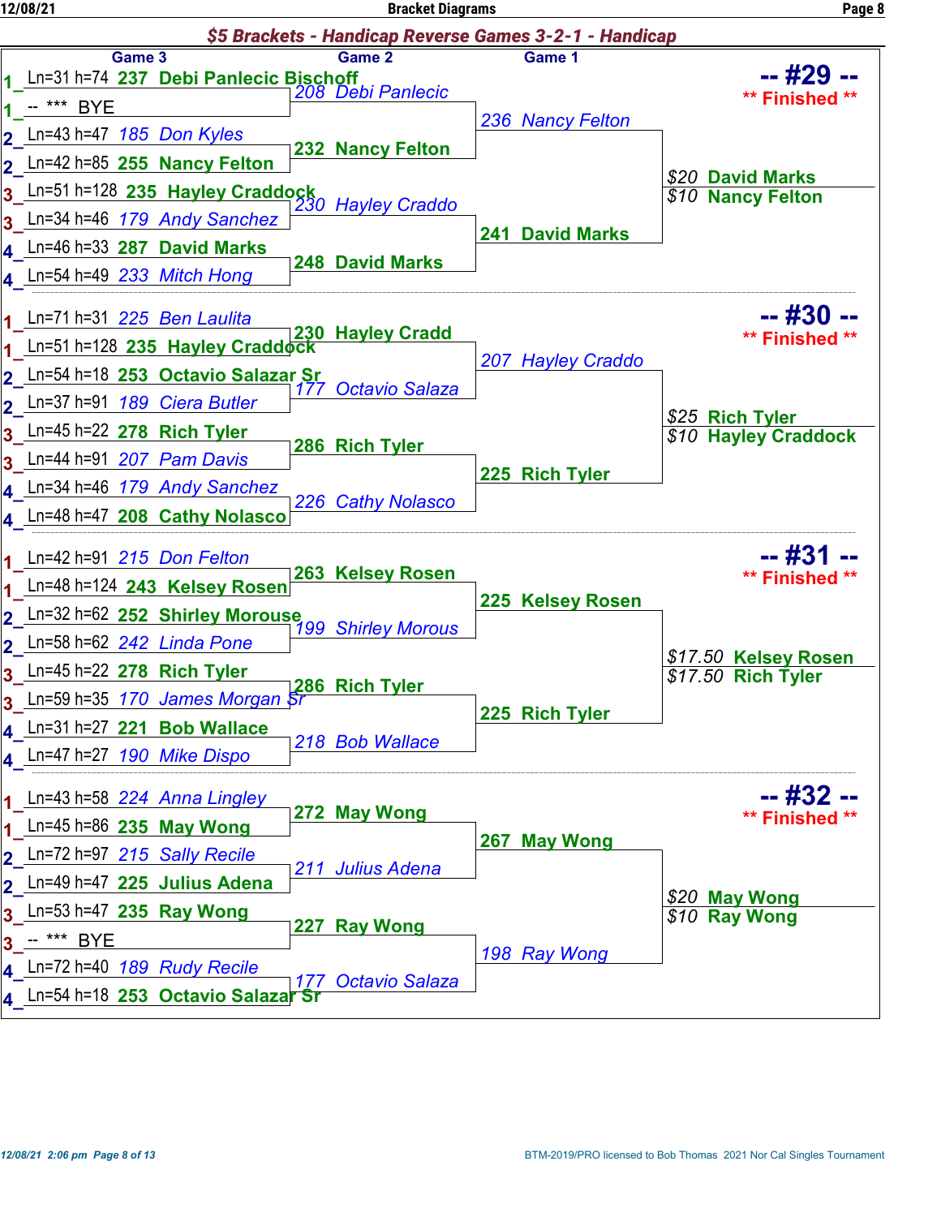## Bracket Diagrams

### $5 Brackets - Handicap Reverse Games 3-2-1 - Handicap

#### -- #29 -- ** Finished **

| Game 3 | Game 2 | Game 1 | Result |
|---|---|---|---|
| 1_Ln=31 h=74 **237 Debi Panlecic Bischoff** | *208 Debi Panlecic* | *236 Nancy Felton* | $20 **David Marks** |
| 1_-- *** BYE | | | $10 **Nancy Felton** |
| 2_Ln=43 h=47 *185 Don Kyles* | **232 Nancy Felton** | | |
| 2_Ln=42 h=85 **255 Nancy Felton** | | | |
| 3_Ln=51 h=128 **235 Hayley Craddock** | *230 Hayley Craddo* | **241 David Marks** | |
| 3_Ln=34 h=46 *179 Andy Sanchez* | | | |
| 4_Ln=46 h=33 **287 David Marks** | **248 David Marks** | | |
| 4_Ln=54 h=49 *233 Mitch Hong* | | | |

#### -- #30 -- ** Finished **

| Game 3 | Game 2 | Game 1 | Result |
|---|---|---|---|
| 1_Ln=71 h=31 *225 Ben Laulita* | **230 Hayley Cradd** | *207 Hayley Craddo* | $25 **Rich Tyler** |
| 1_Ln=51 h=128 **235 Hayley Craddock** | | | $10 **Hayley Craddock** |
| 2_Ln=54 h=18 **253 Octavio Salazar Sr** | *177 Octavio Salaza* | | |
| 2_Ln=37 h=91 *189 Ciera Butler* | | | |
| 3_Ln=45 h=22 **278 Rich Tyler** | **286 Rich Tyler** | **225 Rich Tyler** | |
| 3_Ln=44 h=91 *207 Pam Davis* | | | |
| 4_Ln=34 h=46 *179 Andy Sanchez* | *226 Cathy Nolasco* | | |
| 4_Ln=48 h=47 **208 Cathy Nolasco** | | | |

#### -- #31 -- ** Finished **

| Game 3 | Game 2 | Game 1 | Result |
|---|---|---|---|
| 1_Ln=42 h=91 *215 Don Felton* | **263 Kelsey Rosen** | **225 Kelsey Rosen** | $17.50 **Kelsey Rosen** |
| 1_Ln=48 h=124 **243 Kelsey Rosen** | | | $17.50 **Rich Tyler** |
| 2_Ln=32 h=62 **252 Shirley Morouse** | *199 Shirley Morous* | | |
| 2_Ln=58 h=62 *242 Linda Pone* | | | |
| 3_Ln=45 h=22 **278 Rich Tyler** | **286 Rich Tyler** | **225 Rich Tyler** | |
| 3_Ln=59 h=35 *170 James Morgan Sr* | | | |
| 4_Ln=31 h=27 **221 Bob Wallace** | *218 Bob Wallace* | | |
| 4_Ln=47 h=27 *190 Mike Dispo* | | | |

#### -- #32 -- ** Finished **

| Game 3 | Game 2 | Game 1 | Result |
|---|---|---|---|
| 1_Ln=43 h=58 *224 Anna Lingley* | **272 May Wong** | **267 May Wong** | $20 **May Wong** |
| 1_Ln=45 h=86 **235 May Wong** | | | $10 **Ray Wong** |
| 2_Ln=72 h=97 *215 Sally Recile* | *211 Julius Adena* | | |
| 2_Ln=49 h=47 **225 Julius Adena** | | | |
| 3_Ln=53 h=47 **235 Ray Wong** | **227 Ray Wong** | *198 Ray Wong* | |
| 3_-- *** BYE | | | |
| 4_Ln=72 h=40 *189 Rudy Recile* | *177 Octavio Salaza* | | |
| 4_Ln=54 h=18 **253 Octavio Salazar Sr** | | | |

BTM-2019/PRO licensed to Bob Thomas 2021 Nor Cal Singles Tournament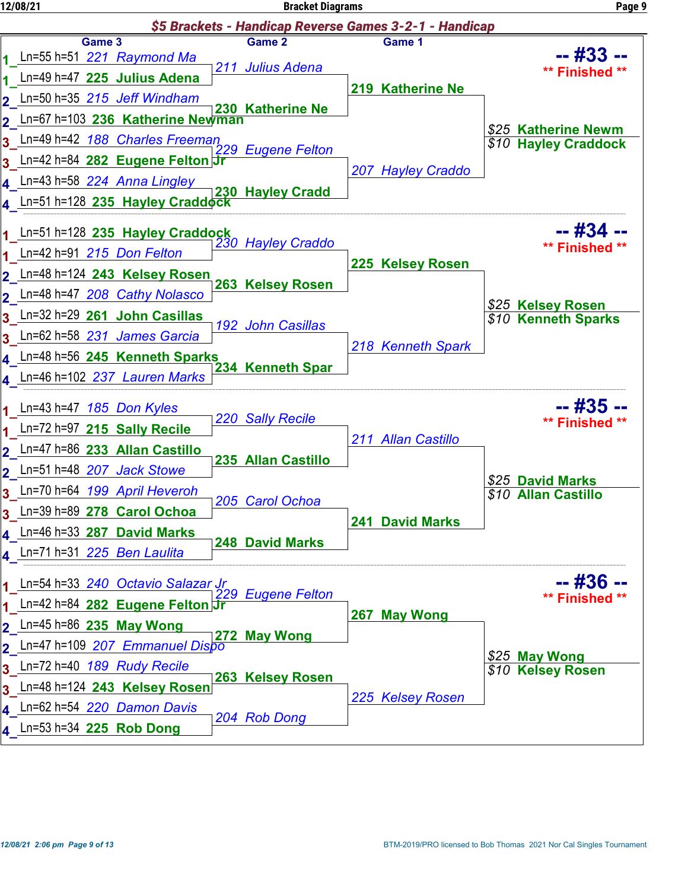## $5 Brackets - Handicap Reverse Games 3-2-1 - Handicap

### -- #33 -- ** Finished **

| Pair | Game 3 | Game 2 | Game 1 |
|---|---|---|---|
| 1 | Ln=55 h=51 221 Raymond Ma | | |
| 1 | Ln=49 h=47 225 Julius Adena | 211 Julius Adena | |
| 2 | Ln=50 h=35 215 Jeff Windham | | 219 Katherine Ne |
| 2 | Ln=67 h=103 236 Katherine Newman | 230 Katherine Ne | |
| 3 | Ln=49 h=42 188 Charles Freeman | | |
| 3 | Ln=42 h=84 282 Eugene Felton Jr | 229 Eugene Felton | |
| 4 | Ln=43 h=58 224 Anna Lingley | | 207 Hayley Craddo |
| 4 | Ln=51 h=128 235 Hayley Craddock | 230 Hayley Cradd | |

$25 Katherine Newm
$10 Hayley Craddock

### -- #34 -- ** Finished **

| Pair | Game 3 | Game 2 | Game 1 |
|---|---|---|---|
| 1 | Ln=51 h=128 235 Hayley Craddock | 230 Hayley Craddo | |
| 1 | Ln=42 h=91 215 Don Felton | | 225 Kelsey Rosen |
| 2 | Ln=48 h=124 243 Kelsey Rosen | 263 Kelsey Rosen | |
| 2 | Ln=48 h=47 208 Cathy Nolasco | | |
| 3 | Ln=32 h=29 261 John Casillas | 192 John Casillas | |
| 3 | Ln=62 h=58 231 James Garcia | | 218 Kenneth Spark |
| 4 | Ln=48 h=56 245 Kenneth Sparks | 234 Kenneth Spar | |
| 4 | Ln=46 h=102 237 Lauren Marks | | |

$25 Kelsey Rosen
$10 Kenneth Sparks

### -- #35 -- ** Finished **

| Pair | Game 3 | Game 2 | Game 1 |
|---|---|---|---|
| 1 | Ln=43 h=47 185 Don Kyles | 220 Sally Recile | |
| 1 | Ln=72 h=97 215 Sally Recile | | 211 Allan Castillo |
| 2 | Ln=47 h=86 233 Allan Castillo | 235 Allan Castillo | |
| 2 | Ln=51 h=48 207 Jack Stowe | | |
| 3 | Ln=70 h=64 199 April Heveroh | 205 Carol Ochoa | |
| 3 | Ln=39 h=89 278 Carol Ochoa | | 241 David Marks |
| 4 | Ln=46 h=33 287 David Marks | 248 David Marks | |
| 4 | Ln=71 h=31 225 Ben Laulita | | |

$25 David Marks
$10 Allan Castillo

### -- #36 -- ** Finished **

| Pair | Game 3 | Game 2 | Game 1 |
|---|---|---|---|
| 1 | Ln=54 h=33 240 Octavio Salazar Jr | 229 Eugene Felton | |
| 1 | Ln=42 h=84 282 Eugene Felton Jr | | 267 May Wong |
| 2 | Ln=45 h=86 235 May Wong | 272 May Wong | |
| 2 | Ln=47 h=109 207 Emmanuel Dispo | | |
| 3 | Ln=72 h=40 189 Rudy Recile | 263 Kelsey Rosen | |
| 3 | Ln=48 h=124 243 Kelsey Rosen | | 225 Kelsey Rosen |
| 4 | Ln=62 h=54 220 Damon Davis | 204 Rob Dong | |
| 4 | Ln=53 h=34 225 Rob Dong | | |

$25 May Wong
$10 Kelsey Rosen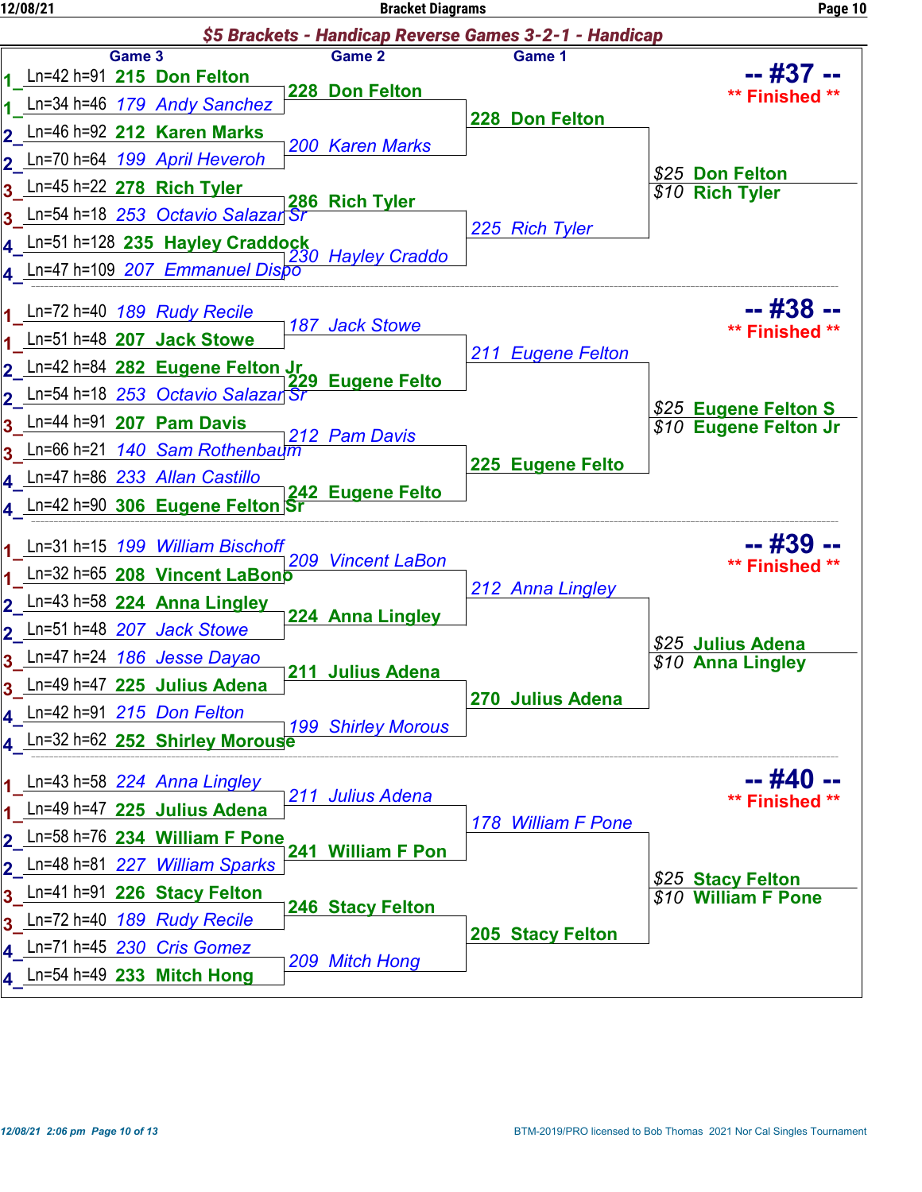## $5 Brackets - Handicap Reverse Games 3-2-1 - Handicap

### -- #37 -- ** Finished **

| Pair | Game 3 | Game 2 | Game 1 | Result |
|---|---|---|---|---|
| 1 | Ln=42 h=91 **215 Don Felton** | **228 Don Felton** | **228 Don Felton** | $25 **Don Felton** |
| 1 | Ln=34 h=46 *179 Andy Sanchez* | | | $10 **Rich Tyler** |
| 2 | Ln=46 h=92 **212 Karen Marks** | *200 Karen Marks* | | |
| 2 | Ln=70 h=64 *199 April Heveroh* | | | |
| 3 | Ln=45 h=22 **278 Rich Tyler** | **286 Rich Tyler** | *225 Rich Tyler* | |
| 3 | Ln=54 h=18 *253 Octavio Salazar Sr* | | | |
| 4 | Ln=51 h=128 **235 Hayley Craddock** | *230 Hayley Craddo* | | |
| 4 | Ln=47 h=109 *207 Emmanuel Dispo* | | | |

### -- #38 -- ** Finished **

| Pair | Game 3 | Game 2 | Game 1 | Result |
|---|---|---|---|---|
| 1 | Ln=72 h=40 *189 Rudy Recile* | *187 Jack Stowe* | *211 Eugene Felton* | $25 **Eugene Felton S** |
| 1 | Ln=51 h=48 **207 Jack Stowe** | | | $10 **Eugene Felton Jr** |
| 2 | Ln=42 h=84 **282 Eugene Felton Jr** | **229 Eugene Felto** | | |
| 2 | Ln=54 h=18 *253 Octavio Salazar Sr* | | | |
| 3 | Ln=44 h=91 **207 Pam Davis** | *212 Pam Davis* | **225 Eugene Felto** | |
| 3 | Ln=66 h=21 *140 Sam Rothenbaum* | | | |
| 4 | Ln=47 h=86 *233 Allan Castillo* | **242 Eugene Felto** | | |
| 4 | Ln=42 h=90 **306 Eugene Felton Sr** | | | |

### -- #39 -- ** Finished **

| Pair | Game 3 | Game 2 | Game 1 | Result |
|---|---|---|---|---|
| 1 | Ln=31 h=15 *199 William Bischoff* | *209 Vincent LaBon* | *212 Anna Lingley* | $25 **Julius Adena** |
| 1 | Ln=32 h=65 **208 Vincent LaBono** | | | $10 **Anna Lingley** |
| 2 | Ln=43 h=58 **224 Anna Lingley** | **224 Anna Lingley** | | |
| 2 | Ln=51 h=48 *207 Jack Stowe* | | | |
| 3 | Ln=47 h=24 *186 Jesse Dayao* | **211 Julius Adena** | **270 Julius Adena** | |
| 3 | Ln=49 h=47 **225 Julius Adena** | | | |
| 4 | Ln=42 h=91 *215 Don Felton* | *199 Shirley Morous* | | |
| 4 | Ln=32 h=62 **252 Shirley Morouse** | | | |

### -- #40 -- ** Finished **

| Pair | Game 3 | Game 2 | Game 1 | Result |
|---|---|---|---|---|
| 1 | Ln=43 h=58 *224 Anna Lingley* | *211 Julius Adena* | *178 William F Pone* | $25 **Stacy Felton** |
| 1 | Ln=49 h=47 **225 Julius Adena** | | | $10 **William F Pone** |
| 2 | Ln=58 h=76 **234 William F Pone** | **241 William F Pon** | | |
| 2 | Ln=48 h=81 *227 William Sparks* | | | |
| 3 | Ln=41 h=91 **226 Stacy Felton** | **246 Stacy Felton** | **205 Stacy Felton** | |
| 3 | Ln=72 h=40 *189 Rudy Recile* | | | |
| 4 | Ln=71 h=45 *230 Cris Gomez* | *209 Mitch Hong* | | |
| 4 | Ln=54 h=49 **233 Mitch Hong** | | | |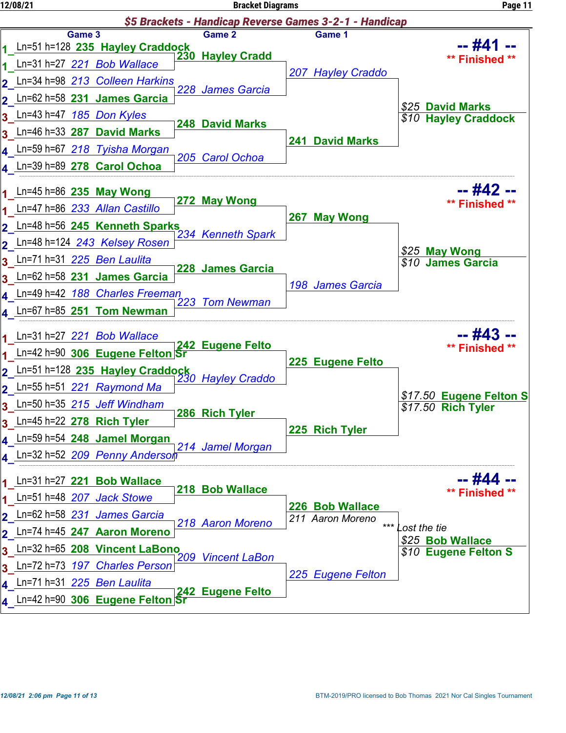## $5 Brackets - Handicap Reverse Games 3-2-1 - Handicap

### -- #41 -- ** Finished **

| | Game 3 | Game 2 | Game 1 | Result |
|---|---|---|---|---|
| 1 | Ln=51 h=128 235 Hayley Craddock | 230 Hayley Cradd | 207 Hayley Craddo | $25 David Marks |
| 1 | Ln=31 h=27 221 Bob Wallace | | | $10 Hayley Craddock |
| 2 | Ln=34 h=98 213 Colleen Harkins | 228 James Garcia | | |
| 2 | Ln=62 h=58 231 James Garcia | | | |
| 3 | Ln=43 h=47 185 Don Kyles | 248 David Marks | 241 David Marks | |
| 3 | Ln=46 h=33 287 David Marks | | | |
| 4 | Ln=59 h=67 218 Tyisha Morgan | 205 Carol Ochoa | | |
| 4 | Ln=39 h=89 278 Carol Ochoa | | | |

### -- #42 -- ** Finished **

| | Game 3 | Game 2 | Game 1 | Result |
|---|---|---|---|---|
| 1 | Ln=45 h=86 235 May Wong | 272 May Wong | 267 May Wong | $25 May Wong |
| 1 | Ln=47 h=86 233 Allan Castillo | | | $10 James Garcia |
| 2 | Ln=48 h=56 245 Kenneth Sparks | 234 Kenneth Spark | | |
| 2 | Ln=48 h=124 243 Kelsey Rosen | | | |
| 3 | Ln=71 h=31 225 Ben Laulita | 228 James Garcia | 198 James Garcia | |
| 3 | Ln=62 h=58 231 James Garcia | | | |
| 4 | Ln=49 h=42 188 Charles Freeman | 223 Tom Newman | | |
| 4 | Ln=67 h=85 251 Tom Newman | | | |

### -- #43 -- ** Finished **

| | Game 3 | Game 2 | Game 1 | Result |
|---|---|---|---|---|
| 1 | Ln=31 h=27 221 Bob Wallace | 242 Eugene Felto | 225 Eugene Felto | $17.50 Eugene Felton S |
| 1 | Ln=42 h=90 306 Eugene Felton Sr | | | $17.50 Rich Tyler |
| 2 | Ln=51 h=128 235 Hayley Craddock | 230 Hayley Craddo | | |
| 2 | Ln=55 h=51 221 Raymond Ma | | | |
| 3 | Ln=50 h=35 215 Jeff Windham | 286 Rich Tyler | 225 Rich Tyler | |
| 3 | Ln=45 h=22 278 Rich Tyler | | | |
| 4 | Ln=59 h=54 248 Jamel Morgan | 214 Jamel Morgan | | |
| 4 | Ln=32 h=52 209 Penny Anderson | | | |

### -- #44 -- ** Finished **

| | Game 3 | Game 2 | Game 1 | Result |
|---|---|---|---|---|
| 1 | Ln=31 h=27 221 Bob Wallace | 218 Bob Wallace | 226 Bob Wallace | $25 Bob Wallace |
| 1 | Ln=51 h=48 207 Jack Stowe | | | $10 Eugene Felton S |
| 2 | Ln=62 h=58 231 James Garcia | 218 Aaron Moreno | 211 Aaron Moreno *** Lost the tie | |
| 2 | Ln=74 h=45 247 Aaron Moreno | | | |
| 3 | Ln=32 h=65 208 Vincent LaBono | 209 Vincent LaBon | 225 Eugene Felton | |
| 3 | Ln=72 h=73 197 Charles Person | | | |
| 4 | Ln=71 h=31 225 Ben Laulita | 242 Eugene Felto | | |
| 4 | Ln=42 h=90 306 Eugene Felton Sr | | | |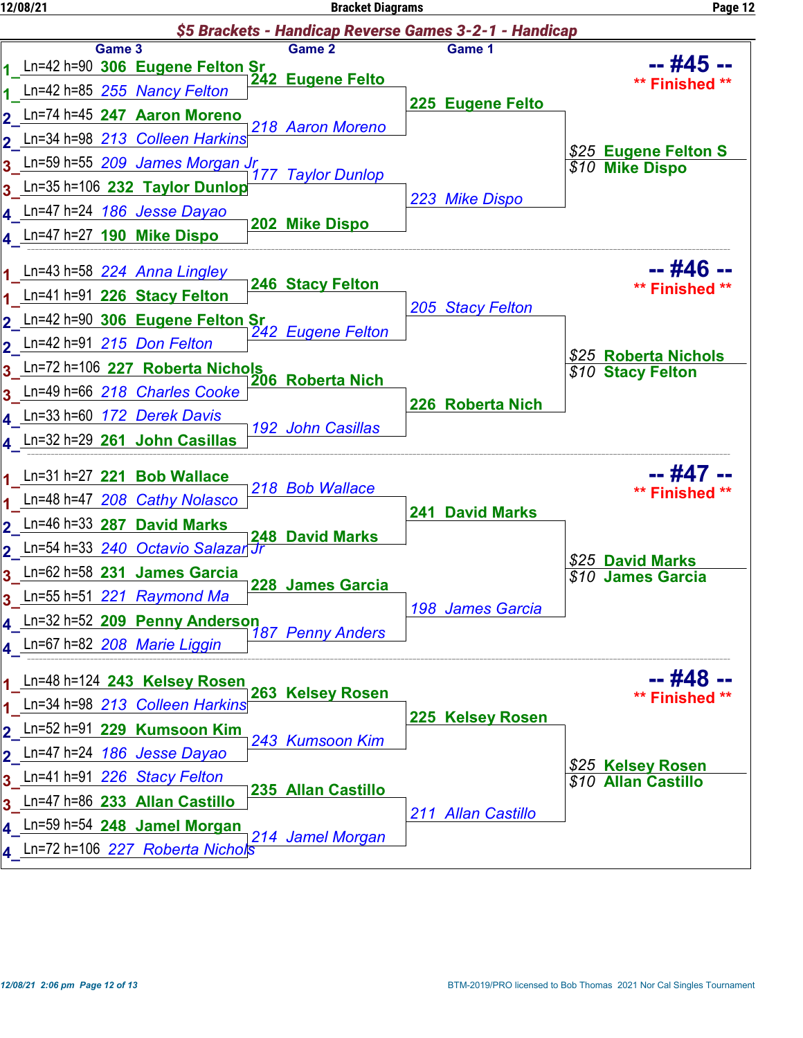## $5 Brackets - Handicap Reverse Games 3-2-1 - Handicap

### -- #45 -- ** Finished **

| | Game 3 | Game 2 | Game 1 | |
|---|---|---|---|---|
| 1 | Ln=42 h=90 306 Eugene Felton Sr | 242 Eugene Felto | 225 Eugene Felto | $25 Eugene Felton S |
| 1 | Ln=42 h=85 255 Nancy Felton | | | $10 Mike Dispo |
| 2 | Ln=74 h=45 247 Aaron Moreno | 218 Aaron Moreno | | |
| 2 | Ln=34 h=98 213 Colleen Harkins | | | |
| 3 | Ln=59 h=55 209 James Morgan Jr | 177 Taylor Dunlop | 223 Mike Dispo | |
| 3 | Ln=35 h=106 232 Taylor Dunlop | | | |
| 4 | Ln=47 h=24 186 Jesse Dayao | 202 Mike Dispo | | |
| 4 | Ln=47 h=27 190 Mike Dispo | | | |

### -- #46 -- ** Finished **

| | Game 3 | Game 2 | Game 1 | |
|---|---|---|---|---|
| 1 | Ln=43 h=58 224 Anna Lingley | 246 Stacy Felton | 205 Stacy Felton | $25 Roberta Nichols |
| 1 | Ln=41 h=91 226 Stacy Felton | | | $10 Stacy Felton |
| 2 | Ln=42 h=90 306 Eugene Felton Sr | 242 Eugene Felton | | |
| 2 | Ln=42 h=91 215 Don Felton | | | |
| 3 | Ln=72 h=106 227 Roberta Nichols | 206 Roberta Nich | 226 Roberta Nich | |
| 3 | Ln=49 h=66 218 Charles Cooke | | | |
| 4 | Ln=33 h=60 172 Derek Davis | 192 John Casillas | | |
| 4 | Ln=32 h=29 261 John Casillas | | | |

### -- #47 -- ** Finished **

| | Game 3 | Game 2 | Game 1 | |
|---|---|---|---|---|
| 1 | Ln=31 h=27 221 Bob Wallace | 218 Bob Wallace | 241 David Marks | $25 David Marks |
| 1 | Ln=48 h=47 208 Cathy Nolasco | | | $10 James Garcia |
| 2 | Ln=46 h=33 287 David Marks | 248 David Marks | | |
| 2 | Ln=54 h=33 240 Octavio Salazar Jr | | | |
| 3 | Ln=62 h=58 231 James Garcia | 228 James Garcia | 198 James Garcia | |
| 3 | Ln=55 h=51 221 Raymond Ma | | | |
| 4 | Ln=32 h=52 209 Penny Anderson | 187 Penny Anders | | |
| 4 | Ln=67 h=82 208 Marie Liggin | | | |

### -- #48 -- ** Finished **

| | Game 3 | Game 2 | Game 1 | |
|---|---|---|---|---|
| 1 | Ln=48 h=124 243 Kelsey Rosen | 263 Kelsey Rosen | 225 Kelsey Rosen | $25 Kelsey Rosen |
| 1 | Ln=34 h=98 213 Colleen Harkins | | | $10 Allan Castillo |
| 2 | Ln=52 h=91 229 Kumsoon Kim | 243 Kumsoon Kim | | |
| 2 | Ln=47 h=24 186 Jesse Dayao | | | |
| 3 | Ln=41 h=91 226 Stacy Felton | 235 Allan Castillo | 211 Allan Castillo | |
| 3 | Ln=47 h=86 233 Allan Castillo | | | |
| 4 | Ln=59 h=54 248 Jamel Morgan | 214 Jamel Morgan | | |
| 4 | Ln=72 h=106 227 Roberta Nichols | | | |

12/08/21 2:06 pm

BTM-2019/PRO licensed to Bob Thomas 2021 Nor Cal Singles Tournament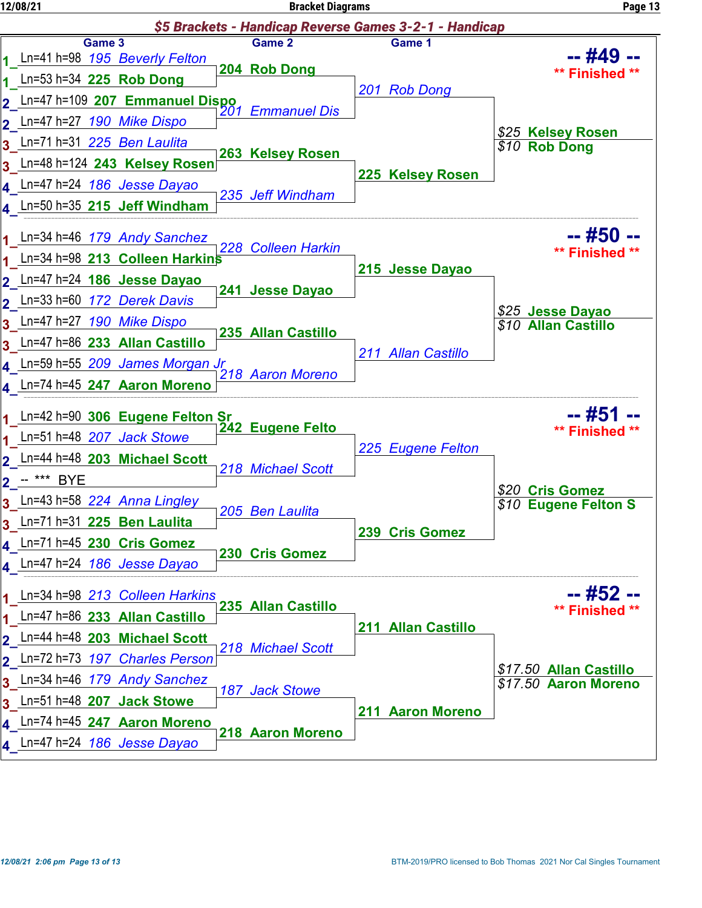## $5 Brackets - Handicap Reverse Games 3-2-1 - Handicap

### -- #49 -- ** Finished **

| Game 3 | Game 2 | Game 1 | |
|---|---|---|---|
| 1 Ln=41 h=98 195 Beverly Felton | 204 Rob Dong | 201 Rob Dong | $25 Kelsey Rosen |
| 1 Ln=53 h=34 225 Rob Dong | | | $10 Rob Dong |
| 2 Ln=47 h=109 207 Emmanuel Dispo | 201 Emmanuel Dis | | |
| 2 Ln=47 h=27 190 Mike Dispo | | | |
| 3 Ln=71 h=31 225 Ben Laulita | 263 Kelsey Rosen | 225 Kelsey Rosen | |
| 3 Ln=48 h=124 243 Kelsey Rosen | | | |
| 4 Ln=47 h=24 186 Jesse Dayao | 235 Jeff Windham | | |
| 4 Ln=50 h=35 215 Jeff Windham | | | |

### -- #50 -- ** Finished **

| Game 3 | Game 2 | Game 1 | |
|---|---|---|---|
| 1 Ln=34 h=46 179 Andy Sanchez | 228 Colleen Harkin | 215 Jesse Dayao | $25 Jesse Dayao |
| 1 Ln=34 h=98 213 Colleen Harkins | | | $10 Allan Castillo |
| 2 Ln=47 h=24 186 Jesse Dayao | 241 Jesse Dayao | | |
| 2 Ln=33 h=60 172 Derek Davis | | | |
| 3 Ln=47 h=27 190 Mike Dispo | 235 Allan Castillo | 211 Allan Castillo | |
| 3 Ln=47 h=86 233 Allan Castillo | | | |
| 4 Ln=59 h=55 209 James Morgan Jr | 218 Aaron Moreno | | |
| 4 Ln=74 h=45 247 Aaron Moreno | | | |

### -- #51 -- ** Finished **

| Game 3 | Game 2 | Game 1 | |
|---|---|---|---|
| 1 Ln=42 h=90 306 Eugene Felton Sr | 242 Eugene Felto | 225 Eugene Felton | $20 Cris Gomez |
| 1 Ln=51 h=48 207 Jack Stowe | | | $10 Eugene Felton S |
| 2 Ln=44 h=48 203 Michael Scott | 218 Michael Scott | | |
| 2 -- *** BYE | | | |
| 3 Ln=43 h=58 224 Anna Lingley | 205 Ben Laulita | 239 Cris Gomez | |
| 3 Ln=71 h=31 225 Ben Laulita | | | |
| 4 Ln=71 h=45 230 Cris Gomez | 230 Cris Gomez | | |
| 4 Ln=47 h=24 186 Jesse Dayao | | | |

### -- #52 -- ** Finished **

| Game 3 | Game 2 | Game 1 | |
|---|---|---|---|
| 1 Ln=34 h=98 213 Colleen Harkins | 235 Allan Castillo | 211 Allan Castillo | $17.50 Allan Castillo |
| 1 Ln=47 h=86 233 Allan Castillo | | | $17.50 Aaron Moreno |
| 2 Ln=44 h=48 203 Michael Scott | 218 Michael Scott | | |
| 2 Ln=72 h=73 197 Charles Person | | | |
| 3 Ln=34 h=46 179 Andy Sanchez | 187 Jack Stowe | 211 Aaron Moreno | |
| 3 Ln=51 h=48 207 Jack Stowe | | | |
| 4 Ln=74 h=45 247 Aaron Moreno | 218 Aaron Moreno | | |
| 4 Ln=47 h=24 186 Jesse Dayao | | | |

BTM-2019/PRO licensed to Bob Thomas 2021 Nor Cal Singles Tournament